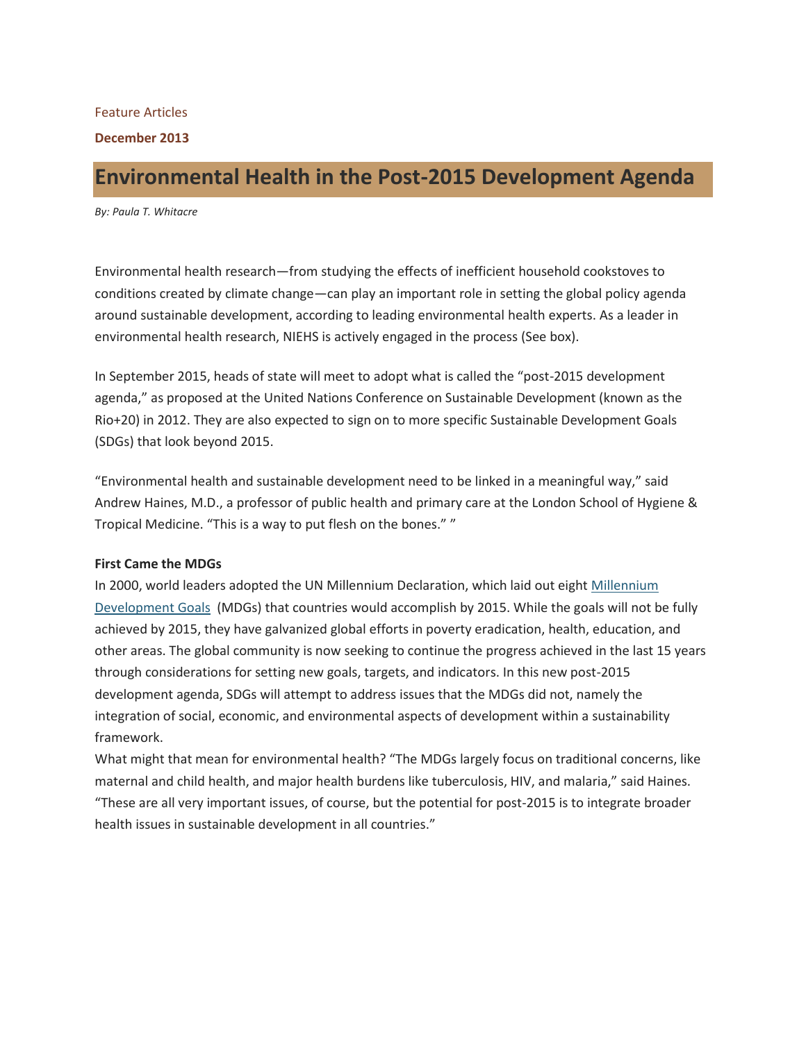Feature Articles

**December 2013**

# Environmental Health in the Post-2015 Development Agenda

*By: Paula T. Whitacre*

Environmental health research—from studying the effects of inefficient household cookstoves to conditions created by climate change—can play an important role in setting the global policy agenda around sustainable development, according to leading environmental health experts. As a leader in environmental health research, NIEHS is actively engaged in the process (See box).

In September 2015, heads of state will meet to adopt what is called the "post-2015 development agenda," as proposed at the United Nations Conference on Sustainable Development (known as the Rio+20) in 2012. They are also expected to sign on to more specific Sustainable Development Goals (SDGs) that look beyond 2015.

"Environmental health and sustainable development need to be linked in a meaningful way," said Andrew Haines, M.D., a professor of public health and primary care at the London School of Hygiene & Tropical Medicine. "This is a way to put flesh on the bones." "

**First Came the MDGs**

In 2000, world leaders adopted the UN Millennium Declaration, which laid out eight Millennium Development Goals (MDGs) that countries would accomplish by 2015. While the goals will not be fully achieved by 2015, they have galvanized global efforts in poverty eradication, health, education, and other areas. The global community is now seeking to continue the progress achieved in the last 15 years through considerations for setting new goals, targets, and indicators. In this new post-2015 development agenda, SDGs will attempt to address issues that the MDGs did not, namely the integration of social, economic, and environmental aspects of development within a sustainability framework.

What might that mean for environmental health? "The MDGs largely focus on traditional concerns, like maternal and child health, and major health burdens like tuberculosis, HIV, and malaria," said Haines. "These are all very important issues, of course, but the potential for post-2015 is to integrate broader health issues in sustainable development in all countries."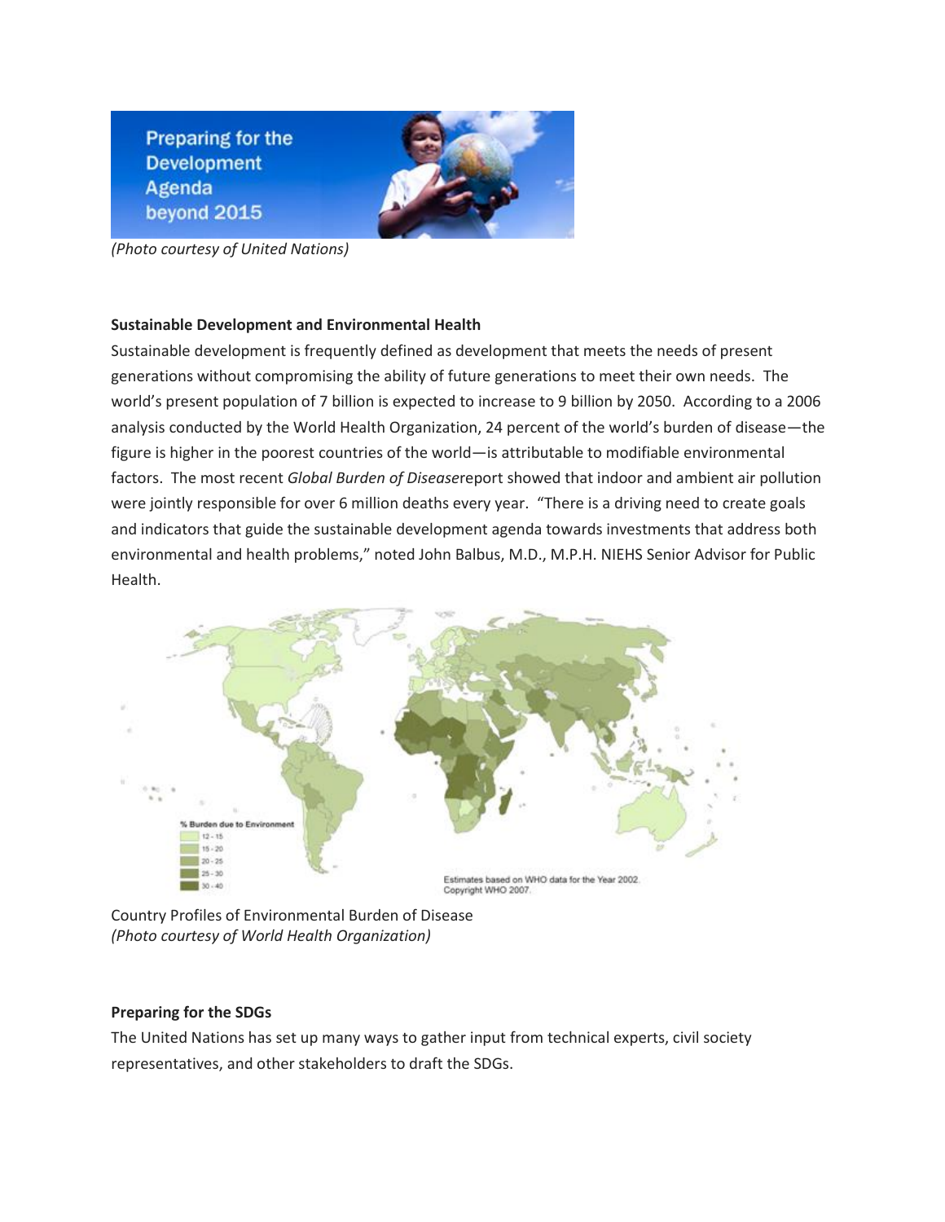(Photo courtesy of United Nations)

**Sustainable Development and Environmental Health**

Sustainable development is frequently defined as development that meets the needs of present generations without compromising the ability of future generations to meet their own needs. The world's present population of 7 billion is expected to increase to 9 billion by 2050. According to a 2006 analysis conducted by the World Health Organization, 24 percent of the world's burden of disease—the figure is higher in the poorest countries of the world—is attributable to modifiable environmental factors. The most recent *Global Burden of Disease*report showed that indoor and ambient air pollution were jointly responsible for over 6 million deaths every year. "There is a driving need to create goals and indicators that guide the sustainable development agenda towards investments that address both environmental and health problems," noted John Balbus, M.D., M.P.H. NIEHS Senior Advisor for Public Health.

Country Profiles of Environmental Burden of Disease
*(Photo courtesy of World Health Organization)*

**Preparing for the SDGs**

The United Nations has set up many ways to gather input from technical experts, civil society representatives, and other stakeholders to draft the SDGs.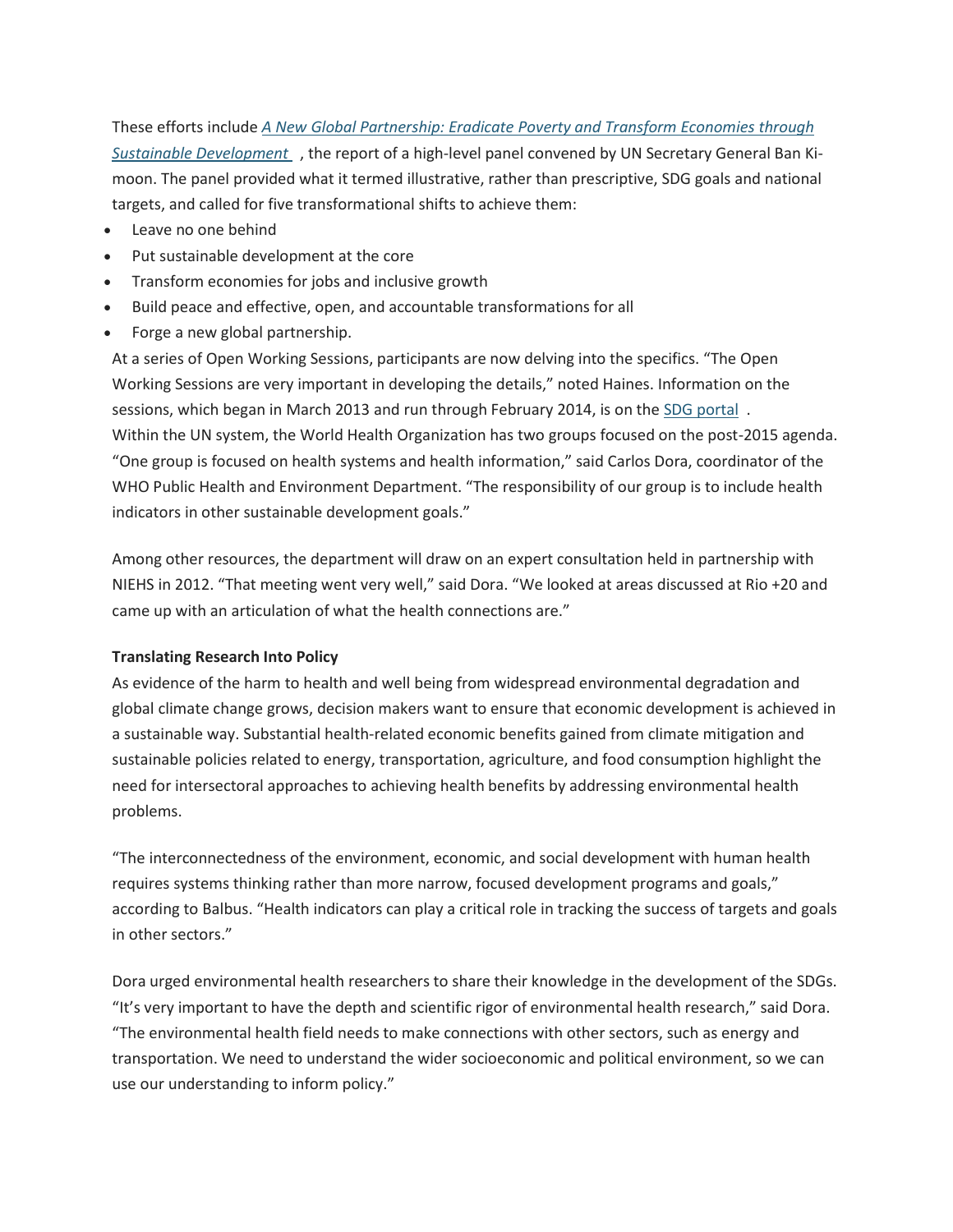These efforts include [*A New Global Partnership: Eradicate Poverty and Transform Economies through Sustainable Development*], the report of a high-level panel convened by UN Secretary General Ban Ki-moon. The panel provided what it termed illustrative, rather than prescriptive, SDG goals and national targets, and called for five transformational shifts to achieve them:

- Leave no one behind
- Put sustainable development at the core
- Transform economies for jobs and inclusive growth
- Build peace and effective, open, and accountable transformations for all
- Forge a new global partnership.

At a series of Open Working Sessions, participants are now delving into the specifics. "The Open Working Sessions are very important in developing the details," noted Haines. Information on the sessions, which began in March 2013 and run through February 2014, is on the SDG portal.

Within the UN system, the World Health Organization has two groups focused on the post-2015 agenda. "One group is focused on health systems and health information," said Carlos Dora, coordinator of the WHO Public Health and Environment Department. "The responsibility of our group is to include health indicators in other sustainable development goals."

Among other resources, the department will draw on an expert consultation held in partnership with NIEHS in 2012. "That meeting went very well," said Dora. "We looked at areas discussed at Rio +20 and came up with an articulation of what the health connections are."

**Translating Research Into Policy**

As evidence of the harm to health and well being from widespread environmental degradation and global climate change grows, decision makers want to ensure that economic development is achieved in a sustainable way. Substantial health-related economic benefits gained from climate mitigation and sustainable policies related to energy, transportation, agriculture, and food consumption highlight the need for intersectoral approaches to achieving health benefits by addressing environmental health problems.

"The interconnectedness of the environment, economic, and social development with human health requires systems thinking rather than more narrow, focused development programs and goals," according to Balbus. "Health indicators can play a critical role in tracking the success of targets and goals in other sectors."

Dora urged environmental health researchers to share their knowledge in the development of the SDGs. "It's very important to have the depth and scientific rigor of environmental health research," said Dora. "The environmental health field needs to make connections with other sectors, such as energy and transportation. We need to understand the wider socioeconomic and political environment, so we can use our understanding to inform policy."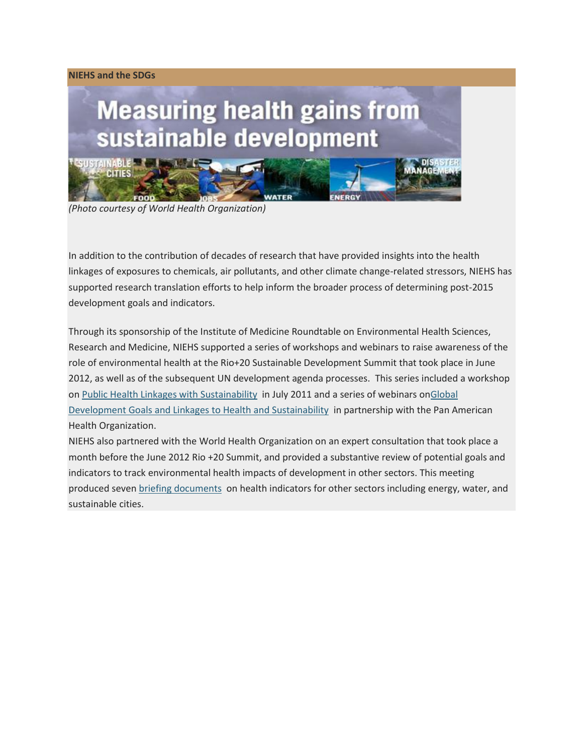**NIEHS and the SDGs**

*(Photo courtesy of World Health Organization)*

In addition to the contribution of decades of research that have provided insights into the health linkages of exposures to chemicals, air pollutants, and other climate change-related stressors, NIEHS has supported research translation efforts to help inform the broader process of determining post-2015 development goals and indicators.

Through its sponsorship of the Institute of Medicine Roundtable on Environmental Health Sciences, Research and Medicine, NIEHS supported a series of workshops and webinars to raise awareness of the role of environmental health at the Rio+20 Sustainable Development Summit that took place in June 2012, as well as of the subsequent UN development agenda processes. This series included a workshop on Public Health Linkages with Sustainability in July 2011 and a series of webinars onGlobal Development Goals and Linkages to Health and Sustainability in partnership with the Pan American Health Organization.

NIEHS also partnered with the World Health Organization on an expert consultation that took place a month before the June 2012 Rio +20 Summit, and provided a substantive review of potential goals and indicators to track environmental health impacts of development in other sectors. This meeting produced seven briefing documents on health indicators for other sectors including energy, water, and sustainable cities.